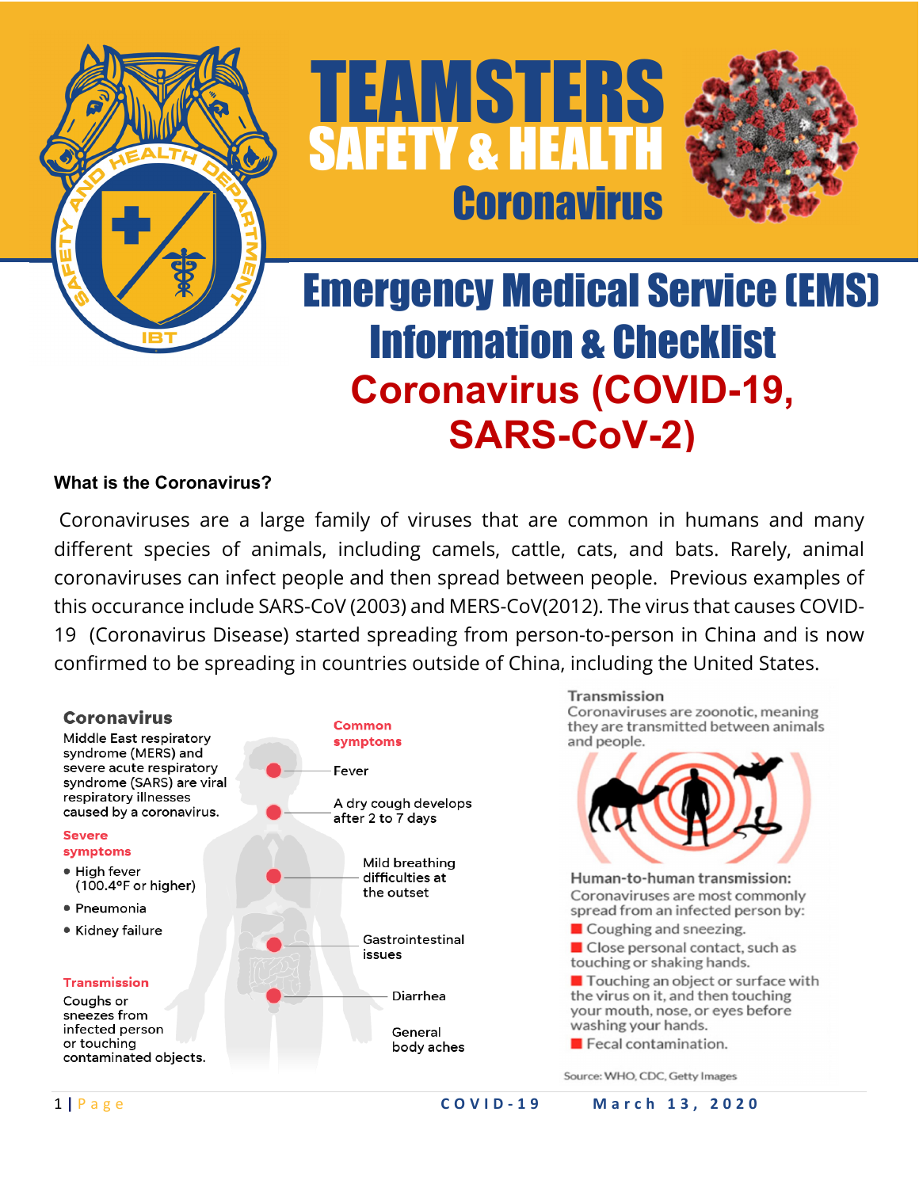# TEAMSTERS SAFETY & HEALTH Coronavirus

# Emergency Medical Service (EMS) Information & Checklist

## Coronavirus (COVID-19, SARS-CoV-2)

**What is the Coronavirus?**

Coronaviruses are a large family of viruses that are common in humans and many different species of animals, including camels, cattle, cats, and bats. Rarely, animal coronaviruses can infect people and then spread between people. Previous examples of this occurance include SARS-CoV (2003) and MERS-CoV(2012). The virus that causes COVID-19 (Coronavirus Disease) started spreading from person-to-person in China and is now confirmed to be spreading in countries outside of China, including the United States.

**Coronavirus**

Middle East respiratory syndrome (MERS) and severe acute respiratory syndrome (SARS) are viral respiratory illnesses caused by a coronavirus.

**Severe symptoms**

- High fever (100.4°F or higher)
- Pneumonia
- Kidney failure

**Transmission**

Coughs or sneezes from infected person or touching contaminated objects.

**Common symptoms**

- Fever
- A dry cough develops after 2 to 7 days
- Mild breathing difficulties at the outset
- Gastrointestinal issues
- Diarrhea
- General body aches

**Transmission**

Coronaviruses are zoonotic, meaning they are transmitted between animals and people.

**Human-to-human transmission:**

Coronaviruses are most commonly spread from an infected person by:

- Coughing and sneezing.
- Close personal contact, such as touching or shaking hands.
- Touching an object or surface with the virus on it, and then touching your mouth, nose, or eyes before washing your hands.
- Fecal contamination.

Source: WHO, CDC, Getty Images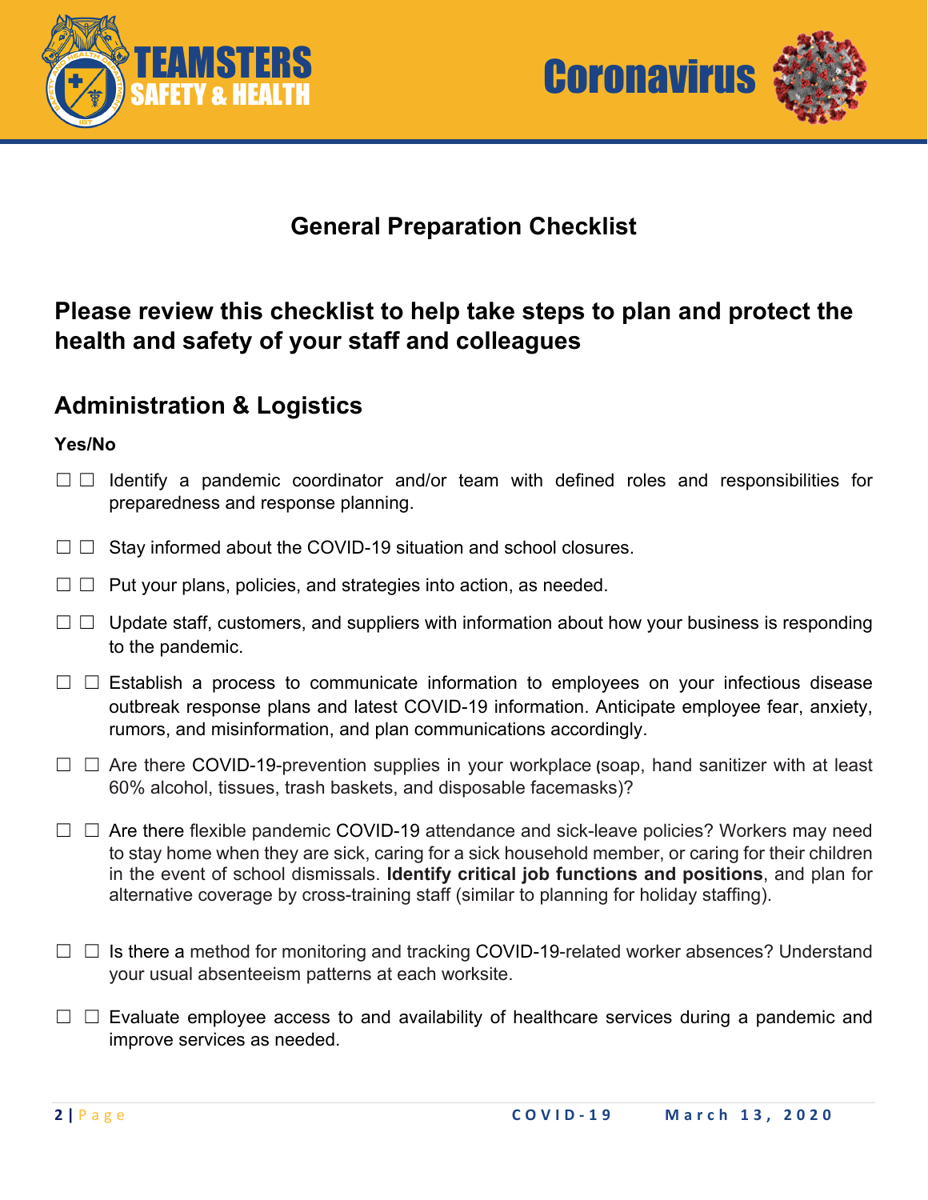## General Preparation Checklist

## Please review this checklist to help take steps to plan and protect the health and safety of your staff and colleagues

## Administration & Logistics

**Yes/No**

☐ ☐ Identify a pandemic coordinator and/or team with defined roles and responsibilities for preparedness and response planning.

☐ ☐ Stay informed about the COVID-19 situation and school closures.

☐ ☐ Put your plans, policies, and strategies into action, as needed.

☐ ☐ Update staff, customers, and suppliers with information about how your business is responding to the pandemic.

☐ ☐ Establish a process to communicate information to employees on your infectious disease outbreak response plans and latest COVID-19 information. Anticipate employee fear, anxiety, rumors, and misinformation, and plan communications accordingly.

☐ ☐ Are there COVID-19-prevention supplies in your workplace (soap, hand sanitizer with at least 60% alcohol, tissues, trash baskets, and disposable facemasks)?

☐ ☐ Are there flexible pandemic COVID-19 attendance and sick-leave policies? Workers may need to stay home when they are sick, caring for a sick household member, or caring for their children in the event of school dismissals. **Identify critical job functions and positions**, and plan for alternative coverage by cross-training staff (similar to planning for holiday staffing).

☐ ☐ Is there a method for monitoring and tracking COVID-19-related worker absences? Understand your usual absenteeism patterns at each worksite.

☐ ☐ Evaluate employee access to and availability of healthcare services during a pandemic and improve services as needed.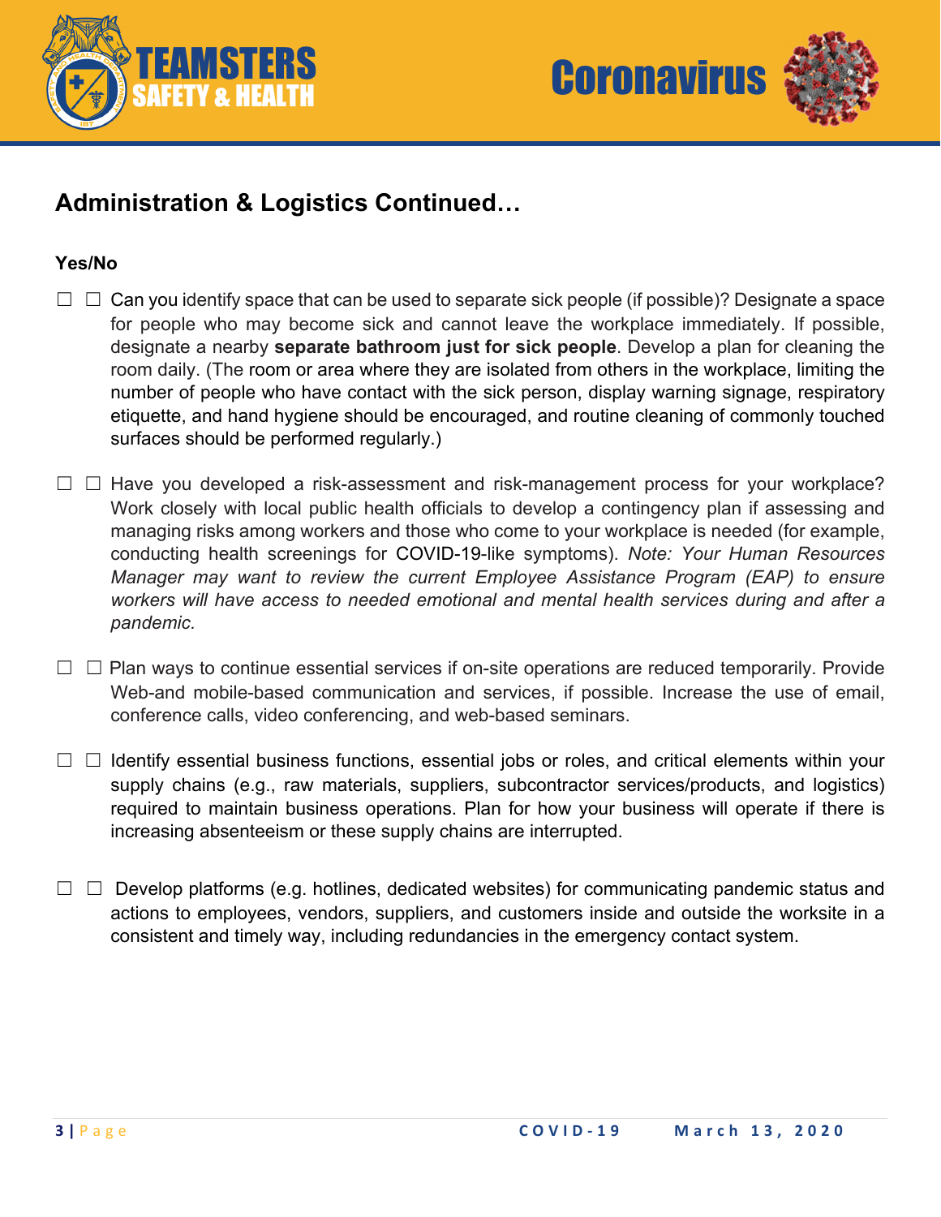## Administration & Logistics Continued…

**Yes/No**

☐ ☐ Can you identify space that can be used to separate sick people (if possible)? Designate a space for people who may become sick and cannot leave the workplace immediately. If possible, designate a nearby **separate bathroom just for sick people**. Develop a plan for cleaning the room daily. (The room or area where they are isolated from others in the workplace, limiting the number of people who have contact with the sick person, display warning signage, respiratory etiquette, and hand hygiene should be encouraged, and routine cleaning of commonly touched surfaces should be performed regularly.)

☐ ☐ Have you developed a risk-assessment and risk-management process for your workplace? Work closely with local public health officials to develop a contingency plan if assessing and managing risks among workers and those who come to your workplace is needed (for example, conducting health screenings for COVID-19-like symptoms). *Note: Your Human Resources Manager may want to review the current Employee Assistance Program (EAP) to ensure workers will have access to needed emotional and mental health services during and after a pandemic.*

☐ ☐ Plan ways to continue essential services if on-site operations are reduced temporarily. Provide Web-and mobile-based communication and services, if possible. Increase the use of email, conference calls, video conferencing, and web-based seminars.

☐ ☐ Identify essential business functions, essential jobs or roles, and critical elements within your supply chains (e.g., raw materials, suppliers, subcontractor services/products, and logistics) required to maintain business operations. Plan for how your business will operate if there is increasing absenteeism or these supply chains are interrupted.

☐ ☐ Develop platforms (e.g. hotlines, dedicated websites) for communicating pandemic status and actions to employees, vendors, suppliers, and customers inside and outside the worksite in a consistent and timely way, including redundancies in the emergency contact system.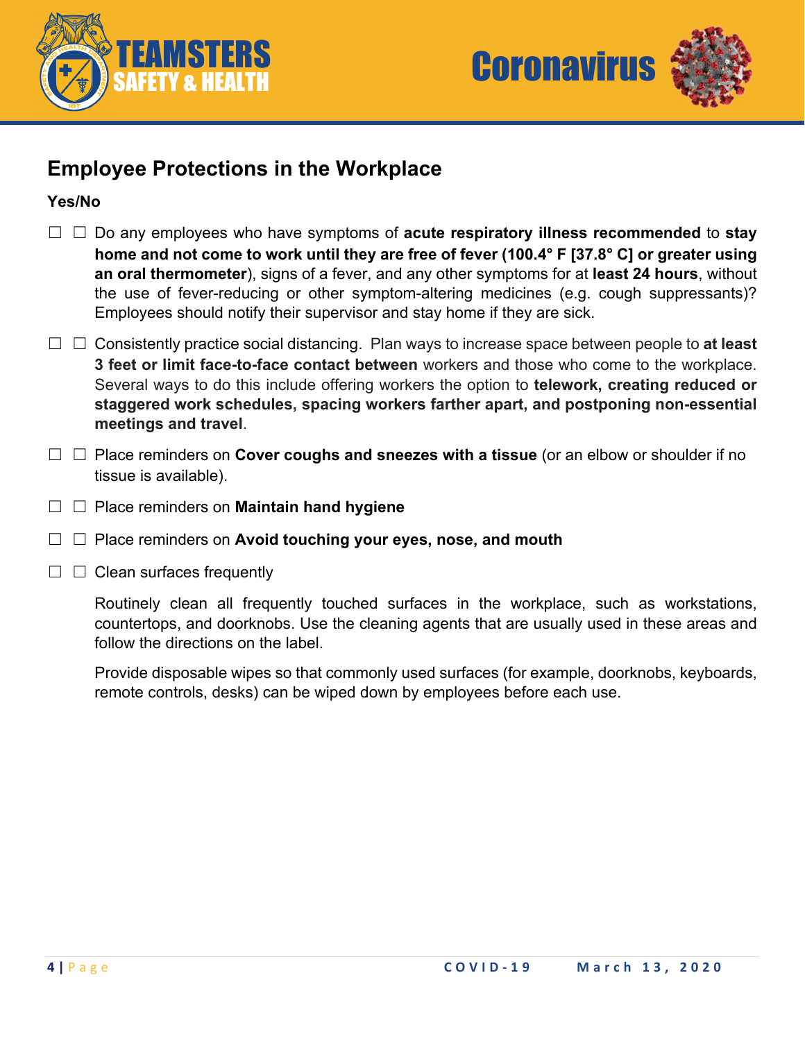## Employee Protections in the Workplace

**Yes/No**

☐ ☐ Do any employees who have symptoms of **acute respiratory illness recommended** to **stay home and not come to work until they are free of fever (100.4° F [37.8° C] or greater using an oral thermometer**), signs of a fever, and any other symptoms for at **least 24 hours**, without the use of fever-reducing or other symptom-altering medicines (e.g. cough suppressants)? Employees should notify their supervisor and stay home if they are sick.

☐ ☐ Consistently practice social distancing. Plan ways to increase space between people to **at least 3 feet or limit face-to-face contact between** workers and those who come to the workplace. Several ways to do this include offering workers the option to **telework, creating reduced or staggered work schedules, spacing workers farther apart, and postponing non-essential meetings and travel**.

☐ ☐ Place reminders on **Cover coughs and sneezes with a tissue** (or an elbow or shoulder if no tissue is available).

☐ ☐ Place reminders on **Maintain hand hygiene**

☐ ☐ Place reminders on **Avoid touching your eyes, nose, and mouth**

☐ ☐ Clean surfaces frequently

Routinely clean all frequently touched surfaces in the workplace, such as workstations, countertops, and doorknobs. Use the cleaning agents that are usually used in these areas and follow the directions on the label.

Provide disposable wipes so that commonly used surfaces (for example, doorknobs, keyboards, remote controls, desks) can be wiped down by employees before each use.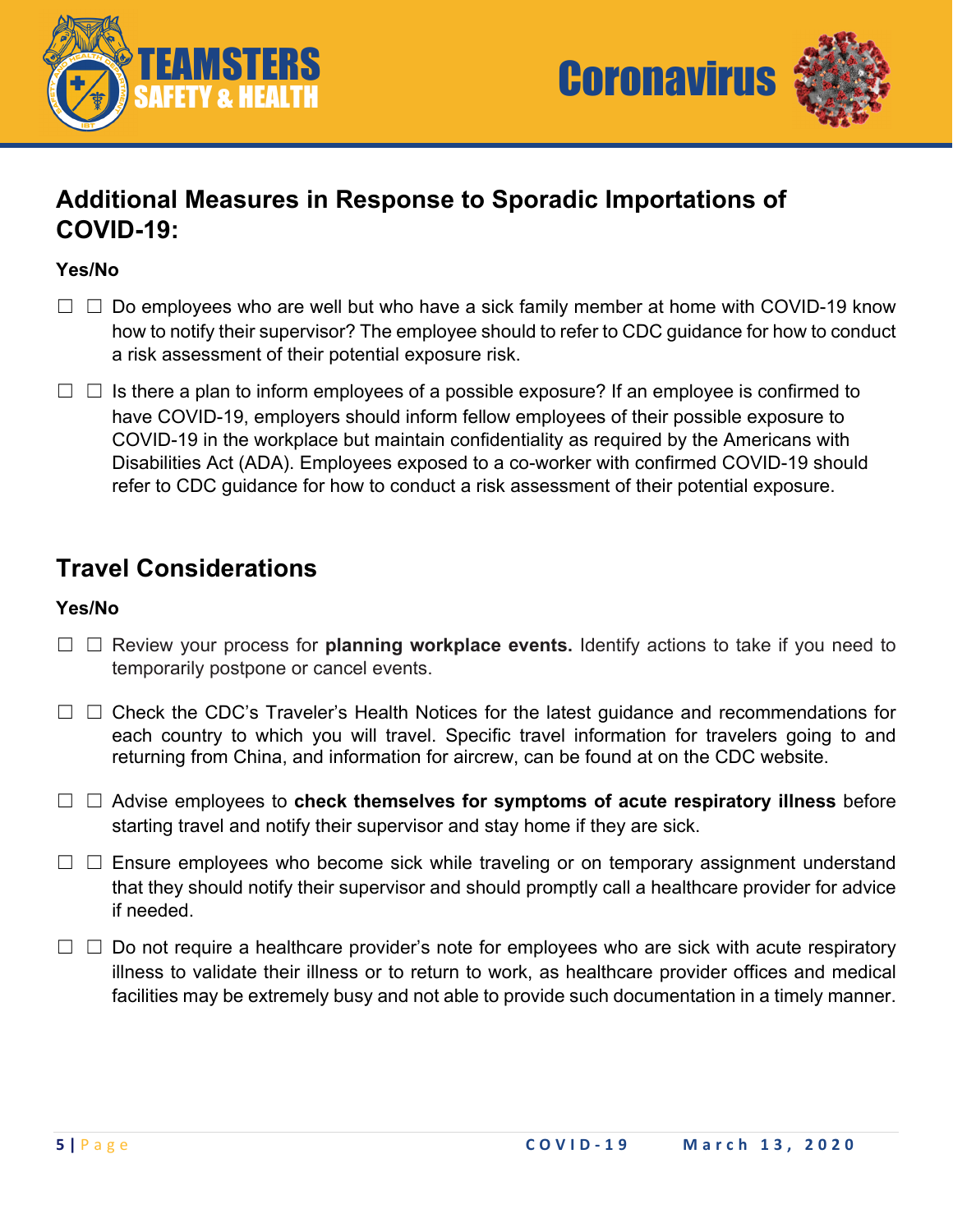## Additional Measures in Response to Sporadic Importations of COVID-19:

**Yes/No**

☐ ☐ Do employees who are well but who have a sick family member at home with COVID-19 know how to notify their supervisor? The employee should to refer to CDC guidance for how to conduct a risk assessment of their potential exposure risk.

☐ ☐ Is there a plan to inform employees of a possible exposure? If an employee is confirmed to have COVID-19, employers should inform fellow employees of their possible exposure to COVID-19 in the workplace but maintain confidentiality as required by the Americans with Disabilities Act (ADA). Employees exposed to a co-worker with confirmed COVID-19 should refer to CDC guidance for how to conduct a risk assessment of their potential exposure.

## Travel Considerations

**Yes/No**

☐ ☐ Review your process for **planning workplace events.** Identify actions to take if you need to temporarily postpone or cancel events.

☐ ☐ Check the CDC's Traveler's Health Notices for the latest guidance and recommendations for each country to which you will travel. Specific travel information for travelers going to and returning from China, and information for aircrew, can be found at on the CDC website.

☐ ☐ Advise employees to **check themselves for symptoms of acute respiratory illness** before starting travel and notify their supervisor and stay home if they are sick.

☐ ☐ Ensure employees who become sick while traveling or on temporary assignment understand that they should notify their supervisor and should promptly call a healthcare provider for advice if needed.

☐ ☐ Do not require a healthcare provider's note for employees who are sick with acute respiratory illness to validate their illness or to return to work, as healthcare provider offices and medical facilities may be extremely busy and not able to provide such documentation in a timely manner.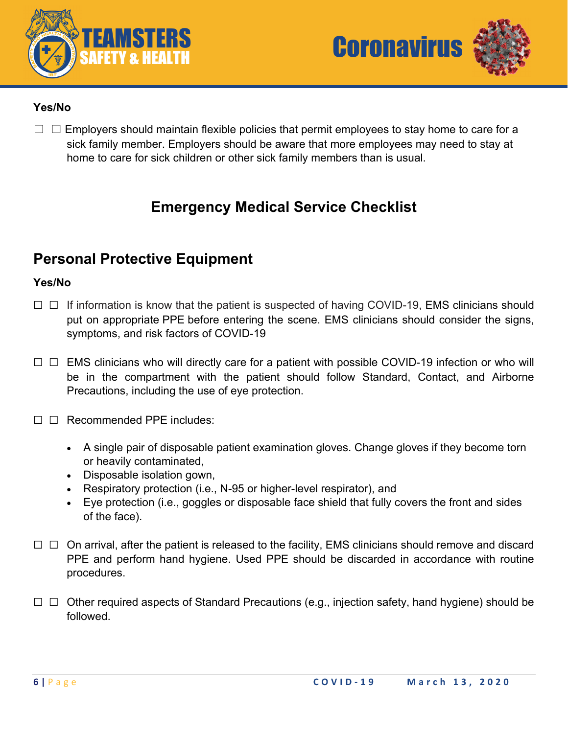**Yes/No**

☐ ☐ Employers should maintain flexible policies that permit employees to stay home to care for a sick family member. Employers should be aware that more employees may need to stay at home to care for sick children or other sick family members than is usual.

## Emergency Medical Service Checklist

## Personal Protective Equipment

**Yes/No**

☐ ☐ If information is know that the patient is suspected of having COVID-19, EMS clinicians should put on appropriate PPE before entering the scene. EMS clinicians should consider the signs, symptoms, and risk factors of COVID-19

☐ ☐ EMS clinicians who will directly care for a patient with possible COVID-19 infection or who will be in the compartment with the patient should follow Standard, Contact, and Airborne Precautions, including the use of eye protection.

☐ ☐ Recommended PPE includes:

- A single pair of disposable patient examination gloves. Change gloves if they become torn or heavily contaminated,
- Disposable isolation gown,
- Respiratory protection (i.e., N-95 or higher-level respirator), and
- Eye protection (i.e., goggles or disposable face shield that fully covers the front and sides of the face).

☐ ☐ On arrival, after the patient is released to the facility, EMS clinicians should remove and discard PPE and perform hand hygiene. Used PPE should be discarded in accordance with routine procedures.

☐ ☐ Other required aspects of Standard Precautions (e.g., injection safety, hand hygiene) should be followed.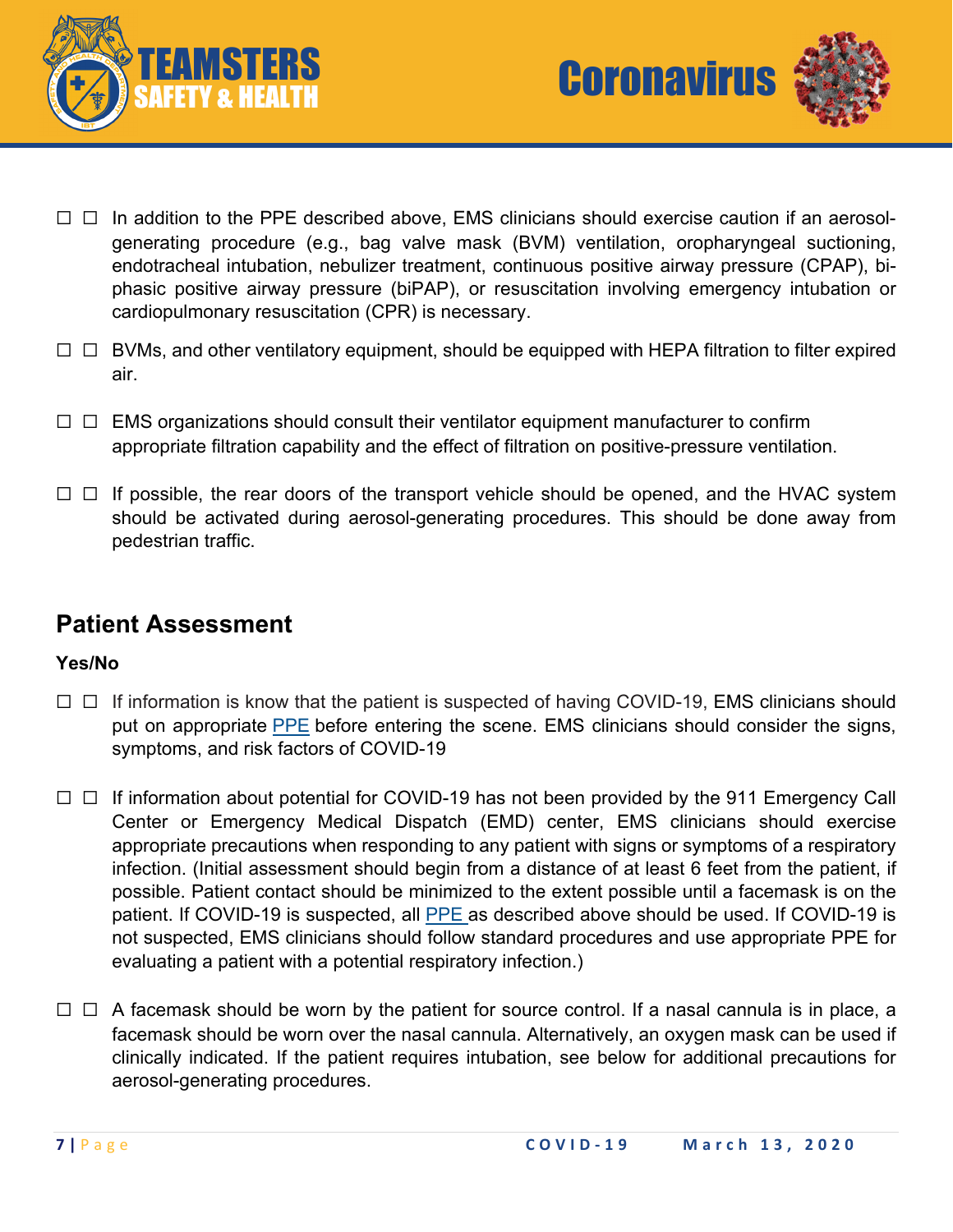☐ ☐ In addition to the PPE described above, EMS clinicians should exercise caution if an aerosol-generating procedure (e.g., bag valve mask (BVM) ventilation, oropharyngeal suctioning, endotracheal intubation, nebulizer treatment, continuous positive airway pressure (CPAP), bi-phasic positive airway pressure (biPAP), or resuscitation involving emergency intubation or cardiopulmonary resuscitation (CPR) is necessary.

☐ ☐ BVMs, and other ventilatory equipment, should be equipped with HEPA filtration to filter expired air.

☐ ☐ EMS organizations should consult their ventilator equipment manufacturer to confirm appropriate filtration capability and the effect of filtration on positive-pressure ventilation.

☐ ☐ If possible, the rear doors of the transport vehicle should be opened, and the HVAC system should be activated during aerosol-generating procedures. This should be done away from pedestrian traffic.

## Patient Assessment

**Yes/No**

☐ ☐ If information is know that the patient is suspected of having COVID-19, EMS clinicians should put on appropriate PPE before entering the scene. EMS clinicians should consider the signs, symptoms, and risk factors of COVID-19

☐ ☐ If information about potential for COVID-19 has not been provided by the 911 Emergency Call Center or Emergency Medical Dispatch (EMD) center, EMS clinicians should exercise appropriate precautions when responding to any patient with signs or symptoms of a respiratory infection. (Initial assessment should begin from a distance of at least 6 feet from the patient, if possible. Patient contact should be minimized to the extent possible until a facemask is on the patient. If COVID-19 is suspected, all PPE as described above should be used. If COVID-19 is not suspected, EMS clinicians should follow standard procedures and use appropriate PPE for evaluating a patient with a potential respiratory infection.)

☐ ☐ A facemask should be worn by the patient for source control. If a nasal cannula is in place, a facemask should be worn over the nasal cannula. Alternatively, an oxygen mask can be used if clinically indicated. If the patient requires intubation, see below for additional precautions for aerosol-generating procedures.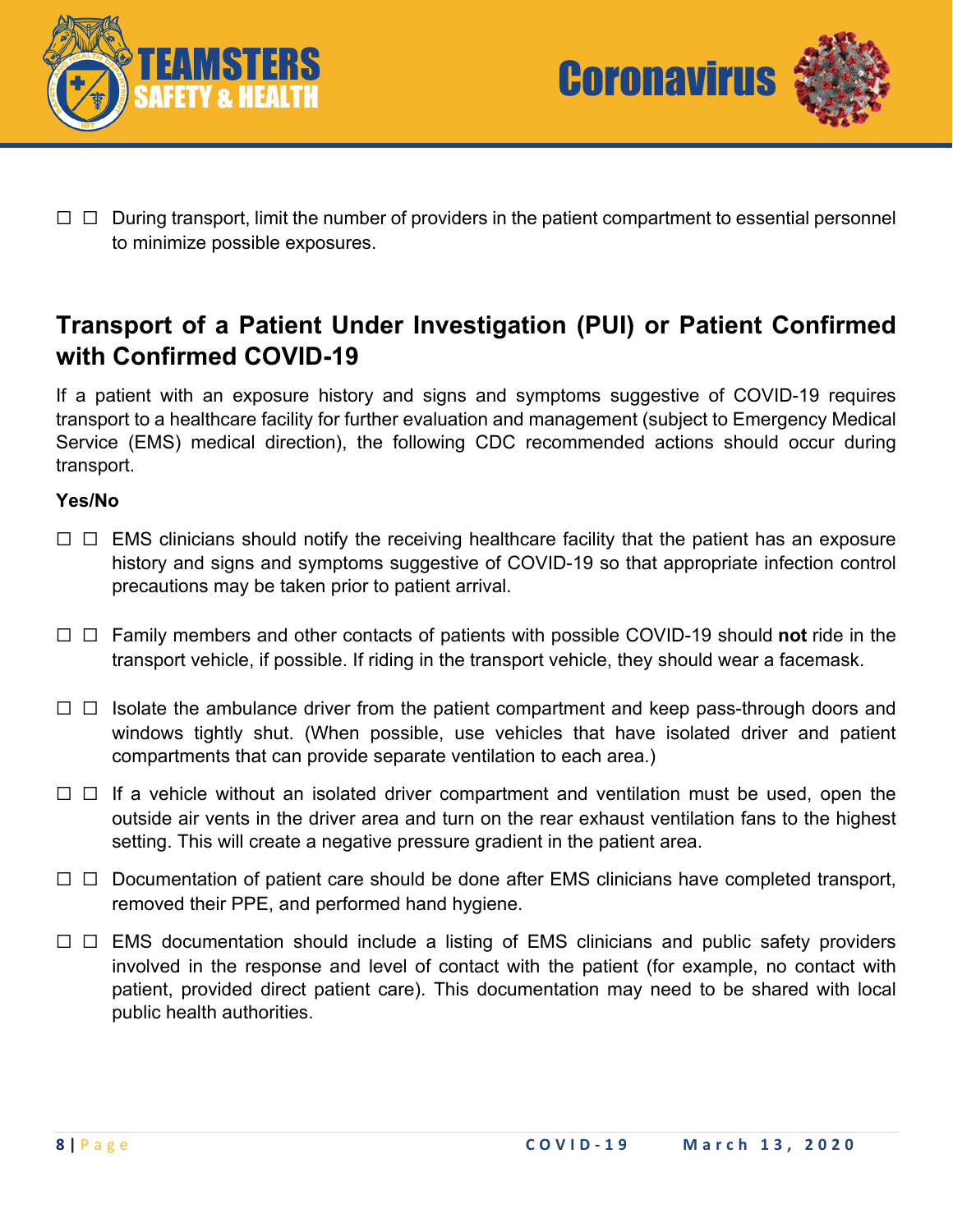☐ ☐ During transport, limit the number of providers in the patient compartment to essential personnel to minimize possible exposures.

## Transport of a Patient Under Investigation (PUI) or Patient Confirmed with Confirmed COVID-19

If a patient with an exposure history and signs and symptoms suggestive of COVID-19 requires transport to a healthcare facility for further evaluation and management (subject to Emergency Medical Service (EMS) medical direction), the following CDC recommended actions should occur during transport.

**Yes/No**

☐ ☐ EMS clinicians should notify the receiving healthcare facility that the patient has an exposure history and signs and symptoms suggestive of COVID-19 so that appropriate infection control precautions may be taken prior to patient arrival.

☐ ☐ Family members and other contacts of patients with possible COVID-19 should **not** ride in the transport vehicle, if possible. If riding in the transport vehicle, they should wear a facemask.

☐ ☐ Isolate the ambulance driver from the patient compartment and keep pass-through doors and windows tightly shut. (When possible, use vehicles that have isolated driver and patient compartments that can provide separate ventilation to each area.)

☐ ☐ If a vehicle without an isolated driver compartment and ventilation must be used, open the outside air vents in the driver area and turn on the rear exhaust ventilation fans to the highest setting. This will create a negative pressure gradient in the patient area.

☐ ☐ Documentation of patient care should be done after EMS clinicians have completed transport, removed their PPE, and performed hand hygiene.

☐ ☐ EMS documentation should include a listing of EMS clinicians and public safety providers involved in the response and level of contact with the patient (for example, no contact with patient, provided direct patient care). This documentation may need to be shared with local public health authorities.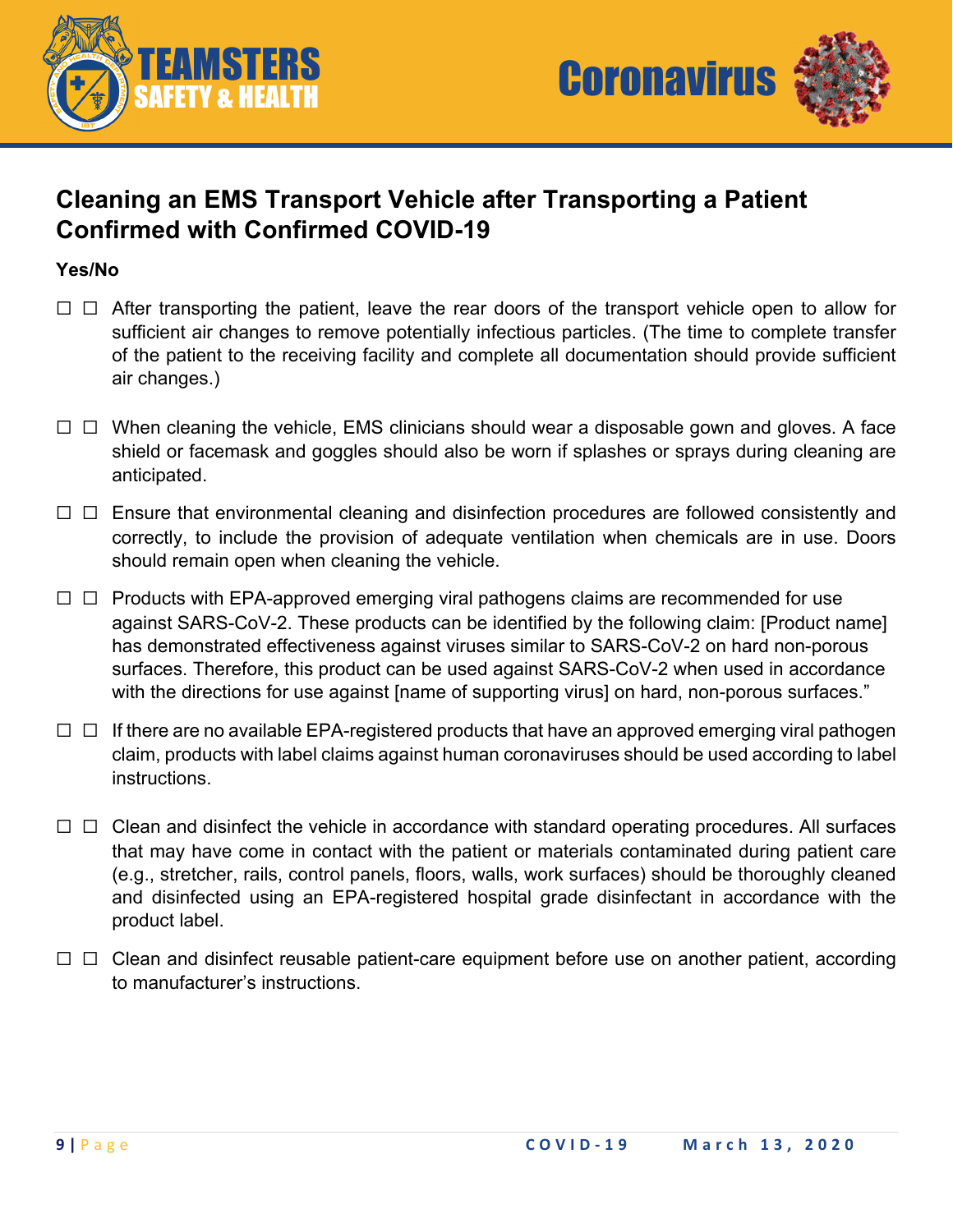## Cleaning an EMS Transport Vehicle after Transporting a Patient Confirmed with Confirmed COVID-19

**Yes/No**

☐ ☐ After transporting the patient, leave the rear doors of the transport vehicle open to allow for sufficient air changes to remove potentially infectious particles. (The time to complete transfer of the patient to the receiving facility and complete all documentation should provide sufficient air changes.)

☐ ☐ When cleaning the vehicle, EMS clinicians should wear a disposable gown and gloves. A face shield or facemask and goggles should also be worn if splashes or sprays during cleaning are anticipated.

☐ ☐ Ensure that environmental cleaning and disinfection procedures are followed consistently and correctly, to include the provision of adequate ventilation when chemicals are in use. Doors should remain open when cleaning the vehicle.

☐ ☐ Products with EPA-approved emerging viral pathogens claims are recommended for use against SARS-CoV-2. These products can be identified by the following claim: [Product name] has demonstrated effectiveness against viruses similar to SARS-CoV-2 on hard non-porous surfaces. Therefore, this product can be used against SARS-CoV-2 when used in accordance with the directions for use against [name of supporting virus] on hard, non-porous surfaces."

☐ ☐ If there are no available EPA-registered products that have an approved emerging viral pathogen claim, products with label claims against human coronaviruses should be used according to label instructions.

☐ ☐ Clean and disinfect the vehicle in accordance with standard operating procedures. All surfaces that may have come in contact with the patient or materials contaminated during patient care (e.g., stretcher, rails, control panels, floors, walls, work surfaces) should be thoroughly cleaned and disinfected using an EPA-registered hospital grade disinfectant in accordance with the product label.

☐ ☐ Clean and disinfect reusable patient-care equipment before use on another patient, according to manufacturer's instructions.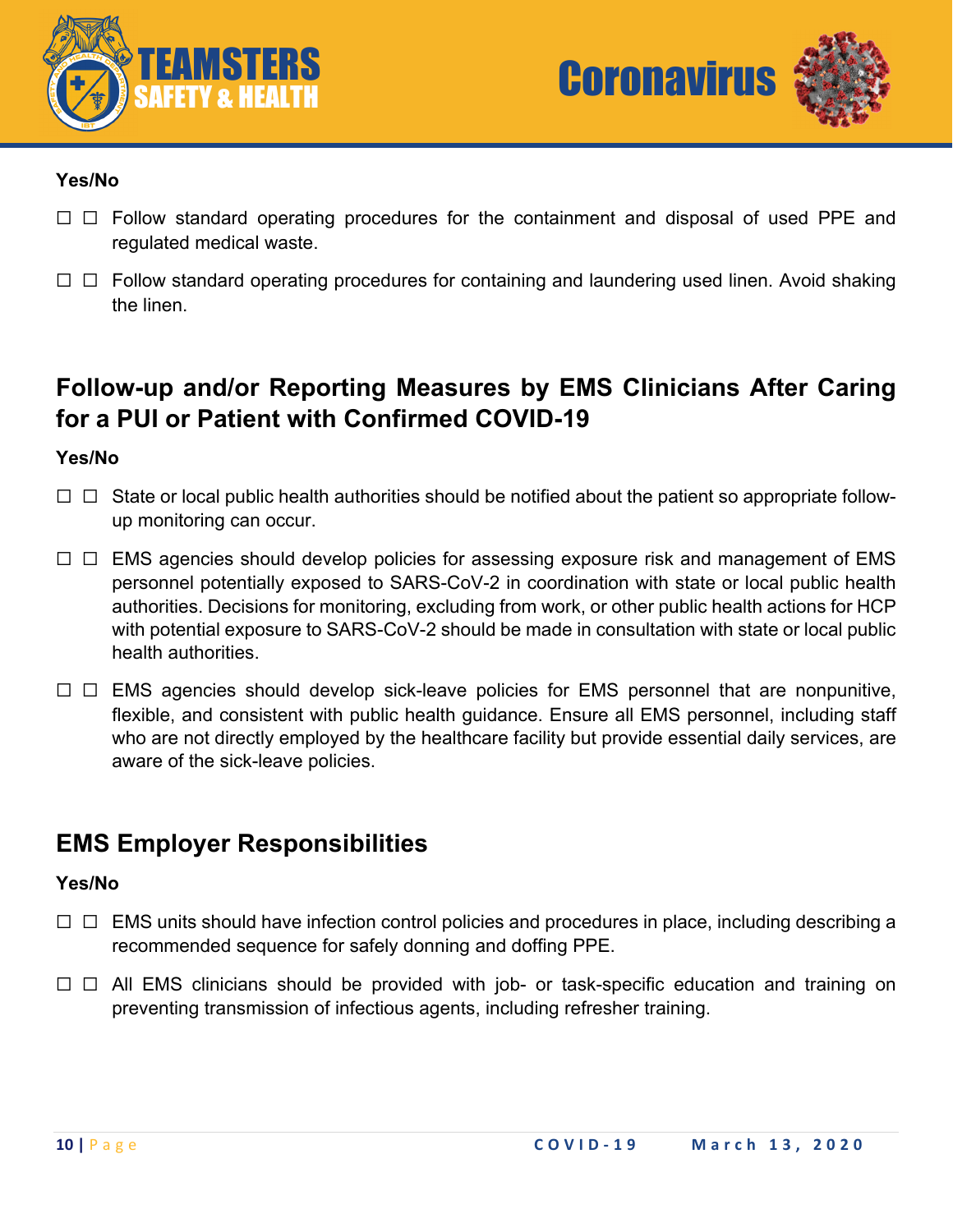**Yes/No**

☐ ☐ Follow standard operating procedures for the containment and disposal of used PPE and regulated medical waste.

☐ ☐ Follow standard operating procedures for containing and laundering used linen. Avoid shaking the linen.

## Follow-up and/or Reporting Measures by EMS Clinicians After Caring for a PUI or Patient with Confirmed COVID-19

**Yes/No**

☐ ☐ State or local public health authorities should be notified about the patient so appropriate follow-up monitoring can occur.

☐ ☐ EMS agencies should develop policies for assessing exposure risk and management of EMS personnel potentially exposed to SARS-CoV-2 in coordination with state or local public health authorities. Decisions for monitoring, excluding from work, or other public health actions for HCP with potential exposure to SARS-CoV-2 should be made in consultation with state or local public health authorities.

☐ ☐ EMS agencies should develop sick-leave policies for EMS personnel that are nonpunitive, flexible, and consistent with public health guidance. Ensure all EMS personnel, including staff who are not directly employed by the healthcare facility but provide essential daily services, are aware of the sick-leave policies.

## EMS Employer Responsibilities

**Yes/No**

☐ ☐ EMS units should have infection control policies and procedures in place, including describing a recommended sequence for safely donning and doffing PPE.

☐ ☐ All EMS clinicians should be provided with job- or task-specific education and training on preventing transmission of infectious agents, including refresher training.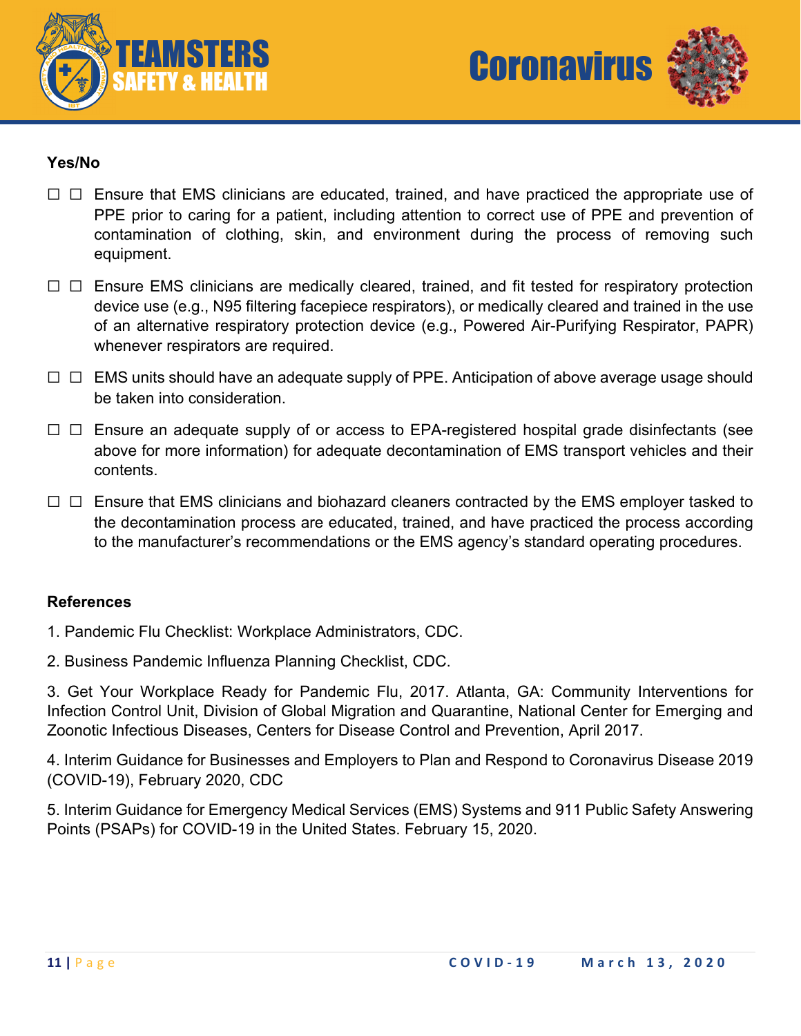**Yes/No**

☐ ☐ Ensure that EMS clinicians are educated, trained, and have practiced the appropriate use of PPE prior to caring for a patient, including attention to correct use of PPE and prevention of contamination of clothing, skin, and environment during the process of removing such equipment.

☐ ☐ Ensure EMS clinicians are medically cleared, trained, and fit tested for respiratory protection device use (e.g., N95 filtering facepiece respirators), or medically cleared and trained in the use of an alternative respiratory protection device (e.g., Powered Air-Purifying Respirator, PAPR) whenever respirators are required.

☐ ☐ EMS units should have an adequate supply of PPE. Anticipation of above average usage should be taken into consideration.

☐ ☐ Ensure an adequate supply of or access to EPA-registered hospital grade disinfectants (see above for more information) for adequate decontamination of EMS transport vehicles and their contents.

☐ ☐ Ensure that EMS clinicians and biohazard cleaners contracted by the EMS employer tasked to the decontamination process are educated, trained, and have practiced the process according to the manufacturer's recommendations or the EMS agency's standard operating procedures.

**References**

1. Pandemic Flu Checklist: Workplace Administrators, CDC.

2. Business Pandemic Influenza Planning Checklist, CDC.

3. Get Your Workplace Ready for Pandemic Flu, 2017. Atlanta, GA: Community Interventions for Infection Control Unit, Division of Global Migration and Quarantine, National Center for Emerging and Zoonotic Infectious Diseases, Centers for Disease Control and Prevention, April 2017.

4. Interim Guidance for Businesses and Employers to Plan and Respond to Coronavirus Disease 2019 (COVID-19), February 2020, CDC

5. Interim Guidance for Emergency Medical Services (EMS) Systems and 911 Public Safety Answering Points (PSAPs) for COVID-19 in the United States. February 15, 2020.